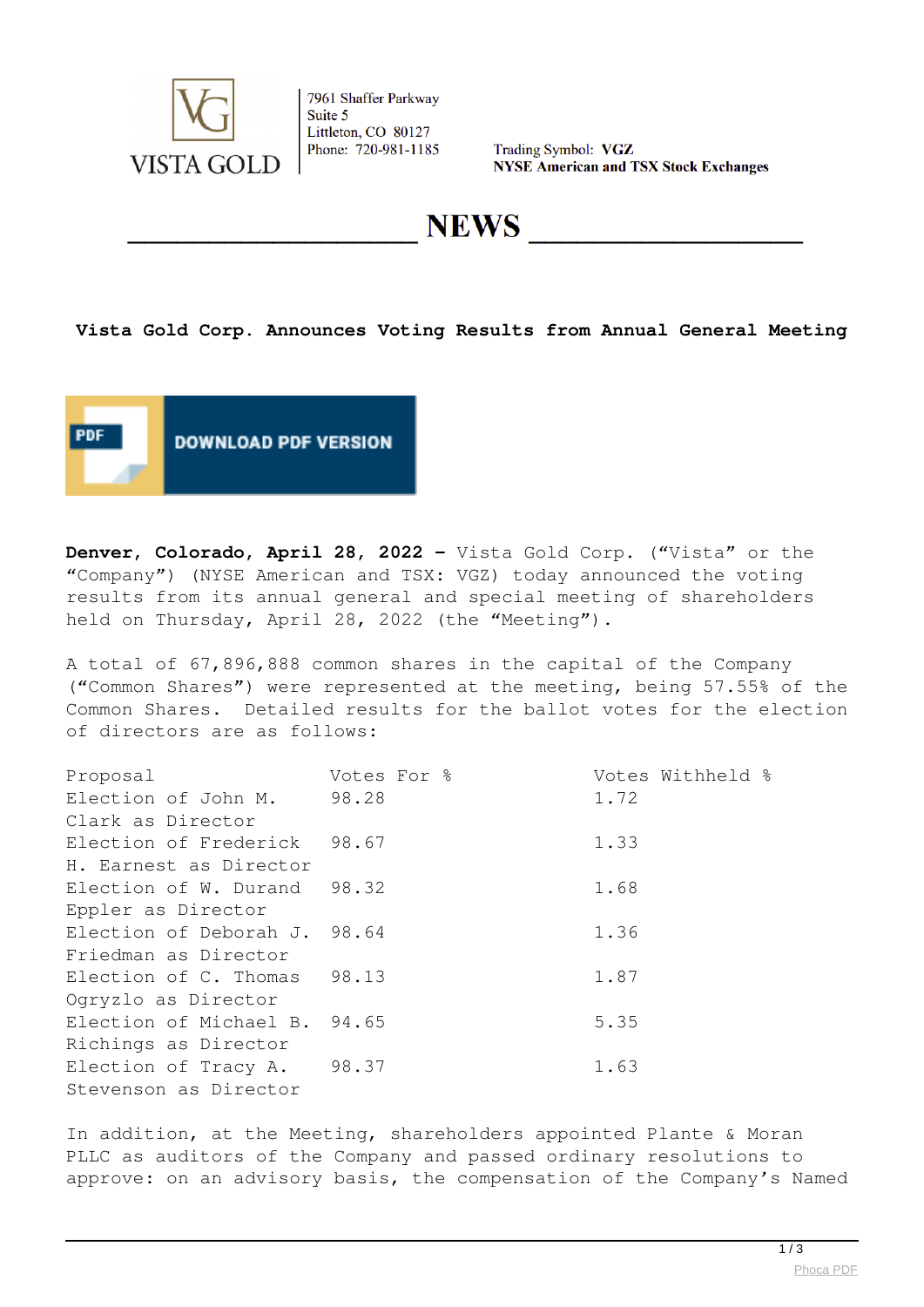VISTA GOLD

7961 Shaffer Parkway
Suite 5
Littleton, CO 80127
Phone: 720-981-1185

Trading Symbol: **VGZ**
**NYSE American and TSX Stock Exchanges**

# NEWS

## Vista Gold Corp. Announces Voting Results from Annual General Meeting

DOWNLOAD PDF VERSION

**Denver, Colorado, April 28, 2022 –** Vista Gold Corp. ("Vista" or the "Company") (NYSE American and TSX: VGZ) today announced the voting results from its annual general and special meeting of shareholders held on Thursday, April 28, 2022 (the "Meeting").

A total of 67,896,888 common shares in the capital of the Company ("Common Shares") were represented at the meeting, being 57.55% of the Common Shares. Detailed results for the ballot votes for the election of directors are as follows:

| Proposal | Votes For % | Votes Withheld % |
|---|---|---|
| Election of John M. Clark as Director | 98.28 | 1.72 |
| Election of Frederick H. Earnest as Director | 98.67 | 1.33 |
| Election of W. Durand Eppler as Director | 98.32 | 1.68 |
| Election of Deborah J. Friedman as Director | 98.64 | 1.36 |
| Election of C. Thomas Ogryzlo as Director | 98.13 | 1.87 |
| Election of Michael B. Richings as Director | 94.65 | 5.35 |
| Election of Tracy A. Stevenson as Director | 98.37 | 1.63 |

In addition, at the Meeting, shareholders appointed Plante & Moran PLLC as auditors of the Company and passed ordinary resolutions to approve: on an advisory basis, the compensation of the Company's Named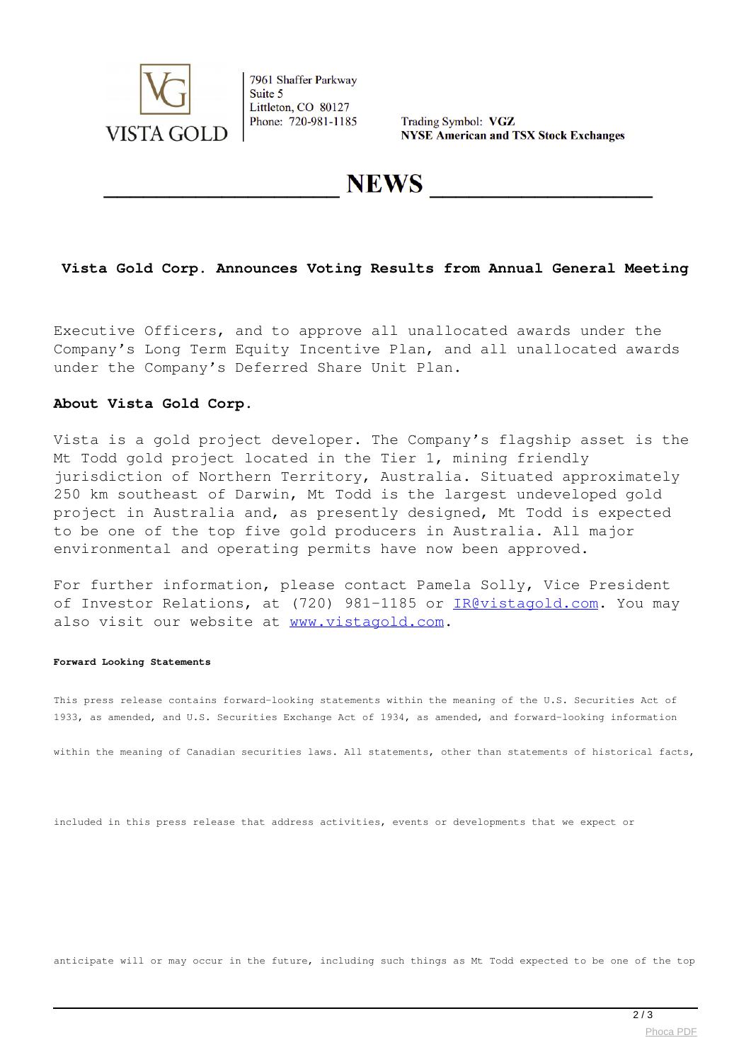# Vista Gold Corp. Announces Voting Results from Annual General Meeting

Executive Officers, and to approve all unallocated awards under the Company's Long Term Equity Incentive Plan, and all unallocated awards under the Company's Deferred Share Unit Plan.

**About Vista Gold Corp.**

Vista is a gold project developer. The Company's flagship asset is the Mt Todd gold project located in the Tier 1, mining friendly jurisdiction of Northern Territory, Australia. Situated approximately 250 km southeast of Darwin, Mt Todd is the largest undeveloped gold project in Australia and, as presently designed, Mt Todd is expected to be one of the top five gold producers in Australia. All major environmental and operating permits have now been approved.

For further information, please contact Pamela Solly, Vice President of Investor Relations, at (720) 981-1185 or [IR@vistagold.com](mailto:IR@vistagold.com). You may also visit our website at [www.vistagold.com](http://www.vistagold.com).

**Forward Looking Statements**

This press release contains forward-looking statements within the meaning of the U.S. Securities Act of 1933, as amended, and U.S. Securities Exchange Act of 1934, as amended, and forward-looking information

within the meaning of Canadian securities laws. All statements, other than statements of historical facts,

included in this press release that address activities, events or developments that we expect or

anticipate will or may occur in the future, including such things as Mt Todd expected to be one of the top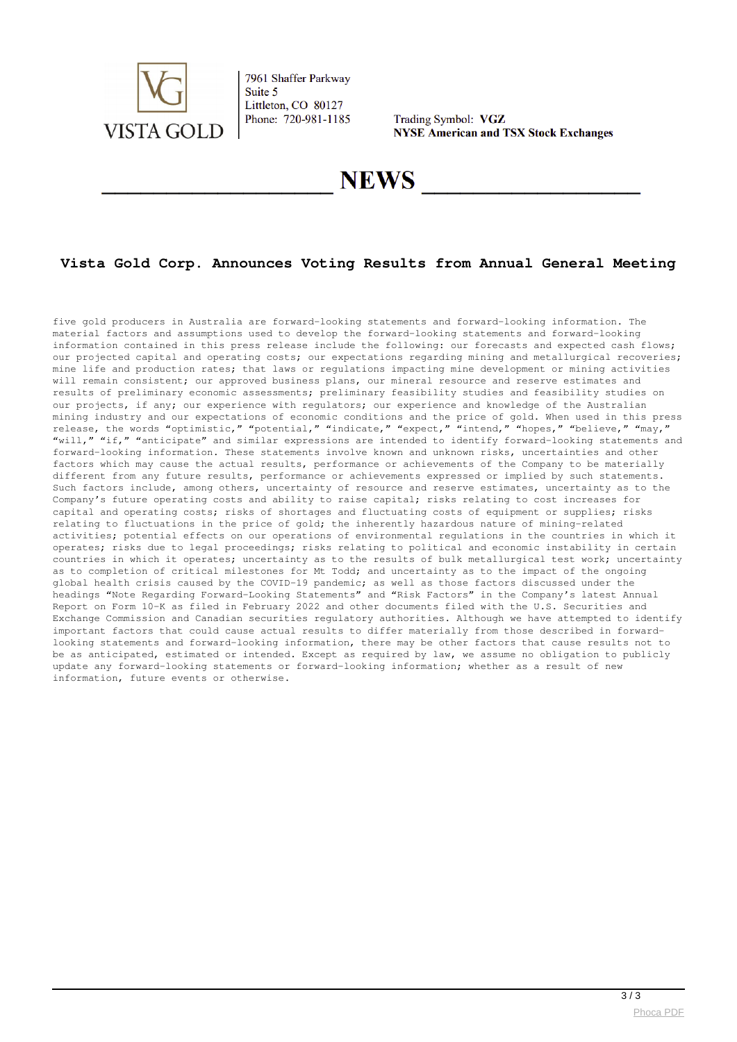# NEWS

## Vista Gold Corp. Announces Voting Results from Annual General Meeting

five gold producers in Australia are forward-looking statements and forward-looking information. The material factors and assumptions used to develop the forward-looking statements and forward-looking information contained in this press release include the following: our forecasts and expected cash flows; our projected capital and operating costs; our expectations regarding mining and metallurgical recoveries; mine life and production rates; that laws or regulations impacting mine development or mining activities will remain consistent; our approved business plans, our mineral resource and reserve estimates and results of preliminary economic assessments; preliminary feasibility studies and feasibility studies on our projects, if any; our experience with regulators; our experience and knowledge of the Australian mining industry and our expectations of economic conditions and the price of gold. When used in this press release, the words "optimistic," "potential," "indicate," "expect," "intend," "hopes," "believe," "may," "will," "if," "anticipate" and similar expressions are intended to identify forward-looking statements and forward-looking information. These statements involve known and unknown risks, uncertainties and other factors which may cause the actual results, performance or achievements of the Company to be materially different from any future results, performance or achievements expressed or implied by such statements. Such factors include, among others, uncertainty of resource and reserve estimates, uncertainty as to the Company's future operating costs and ability to raise capital; risks relating to cost increases for capital and operating costs; risks of shortages and fluctuating costs of equipment or supplies; risks relating to fluctuations in the price of gold; the inherently hazardous nature of mining-related activities; potential effects on our operations of environmental regulations in the countries in which it operates; risks due to legal proceedings; risks relating to political and economic instability in certain countries in which it operates; uncertainty as to the results of bulk metallurgical test work; uncertainty as to completion of critical milestones for Mt Todd; and uncertainty as to the impact of the ongoing global health crisis caused by the COVID-19 pandemic; as well as those factors discussed under the headings "Note Regarding Forward-Looking Statements" and "Risk Factors" in the Company's latest Annual Report on Form 10-K as filed in February 2022 and other documents filed with the U.S. Securities and Exchange Commission and Canadian securities regulatory authorities. Although we have attempted to identify important factors that could cause actual results to differ materially from those described in forward-looking statements and forward-looking information, there may be other factors that cause results not to be as anticipated, estimated or intended. Except as required by law, we assume no obligation to publicly update any forward-looking statements or forward-looking information; whether as a result of new information, future events or otherwise.